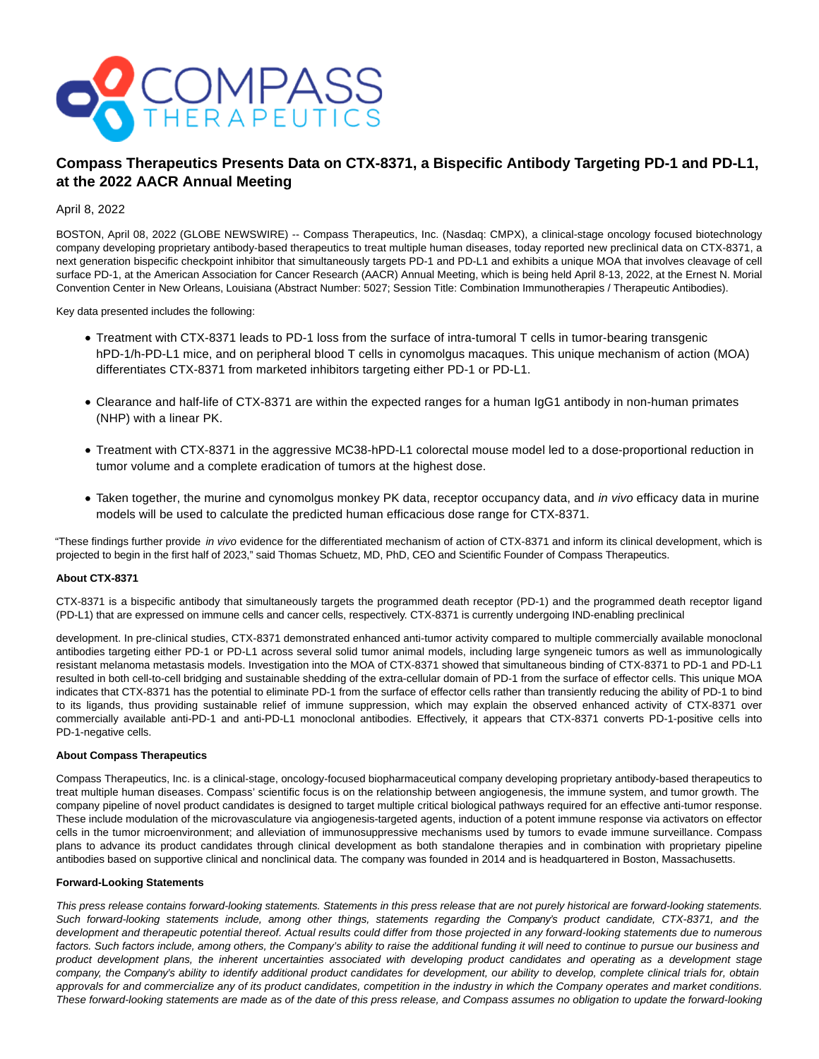# Compass Therapeutics Presents Data on CTX-8371, a Bispecific Antibody Targeting PD-1 and PD-L1, at the 2022 AACR Annual Meeting

April 8, 2022

BOSTON, April 08, 2022 (GLOBE NEWSWIRE) -- Compass Therapeutics, Inc. (Nasdaq: CMPX), a clinical-stage oncology focused biotechnology company developing proprietary antibody-based therapeutics to treat multiple human diseases, today reported new preclinical data on CTX-8371, a next generation bispecific checkpoint inhibitor that simultaneously targets PD-1 and PD-L1 and exhibits a unique MOA that involves cleavage of cell surface PD-1, at the American Association for Cancer Research (AACR) Annual Meeting, which is being held April 8-13, 2022, at the Ernest N. Morial Convention Center in New Orleans, Louisiana (Abstract Number: 5027; Session Title: Combination Immunotherapies / Therapeutic Antibodies).

Key data presented includes the following:

- Treatment with CTX-8371 leads to PD-1 loss from the surface of intra-tumoral T cells in tumor-bearing transgenic hPD-1/h-PD-L1 mice, and on peripheral blood T cells in cynomolgus macaques. This unique mechanism of action (MOA) differentiates CTX-8371 from marketed inhibitors targeting either PD-1 or PD-L1.
- Clearance and half-life of CTX-8371 are within the expected ranges for a human IgG1 antibody in non-human primates (NHP) with a linear PK.
- Treatment with CTX-8371 in the aggressive MC38-hPD-L1 colorectal mouse model led to a dose-proportional reduction in tumor volume and a complete eradication of tumors at the highest dose.
- Taken together, the murine and cynomolgus monkey PK data, receptor occupancy data, and *in vivo* efficacy data in murine models will be used to calculate the predicted human efficacious dose range for CTX-8371.

"These findings further provide *in vivo* evidence for the differentiated mechanism of action of CTX-8371 and inform its clinical development, which is projected to begin in the first half of 2023," said Thomas Schuetz, MD, PhD, CEO and Scientific Founder of Compass Therapeutics.

**About CTX-8371**

CTX-8371 is a bispecific antibody that simultaneously targets the programmed death receptor (PD-1) and the programmed death receptor ligand (PD-L1) that are expressed on immune cells and cancer cells, respectively. CTX-8371 is currently undergoing IND-enabling preclinical development. In pre-clinical studies, CTX-8371 demonstrated enhanced anti-tumor activity compared to multiple commercially available monoclonal antibodies targeting either PD-1 or PD-L1 across several solid tumor animal models, including large syngeneic tumors as well as immunologically resistant melanoma metastasis models. Investigation into the MOA of CTX-8371 showed that simultaneous binding of CTX-8371 to PD-1 and PD-L1 resulted in both cell-to-cell bridging and sustainable shedding of the extra-cellular domain of PD-1 from the surface of effector cells. This unique MOA indicates that CTX-8371 has the potential to eliminate PD-1 from the surface of effector cells rather than transiently reducing the ability of PD-1 to bind to its ligands, thus providing sustainable relief of immune suppression, which may explain the observed enhanced activity of CTX-8371 over commercially available anti-PD-1 and anti-PD-L1 monoclonal antibodies. Effectively, it appears that CTX-8371 converts PD-1-positive cells into PD-1-negative cells.

**About Compass Therapeutics**

Compass Therapeutics, Inc. is a clinical-stage, oncology-focused biopharmaceutical company developing proprietary antibody-based therapeutics to treat multiple human diseases. Compass' scientific focus is on the relationship between angiogenesis, the immune system, and tumor growth. The company pipeline of novel product candidates is designed to target multiple critical biological pathways required for an effective anti-tumor response. These include modulation of the microvasculature via angiogenesis-targeted agents, induction of a potent immune response via activators on effector cells in the tumor microenvironment; and alleviation of immunosuppressive mechanisms used by tumors to evade immune surveillance. Compass plans to advance its product candidates through clinical development as both standalone therapies and in combination with proprietary pipeline antibodies based on supportive clinical and nonclinical data. The company was founded in 2014 and is headquartered in Boston, Massachusetts.

**Forward-Looking Statements**

*This press release contains forward-looking statements. Statements in this press release that are not purely historical are forward-looking statements. Such forward-looking statements include, among other things, statements regarding the Company's product candidate, CTX-8371, and the development and therapeutic potential thereof. Actual results could differ from those projected in any forward-looking statements due to numerous factors. Such factors include, among others, the Company's ability to raise the additional funding it will need to continue to pursue our business and product development plans, the inherent uncertainties associated with developing product candidates and operating as a development stage company, the Company's ability to identify additional product candidates for development, our ability to develop, complete clinical trials for, obtain approvals for and commercialize any of its product candidates, competition in the industry in which the Company operates and market conditions. These forward-looking statements are made as of the date of this press release, and Compass assumes no obligation to update the forward-looking*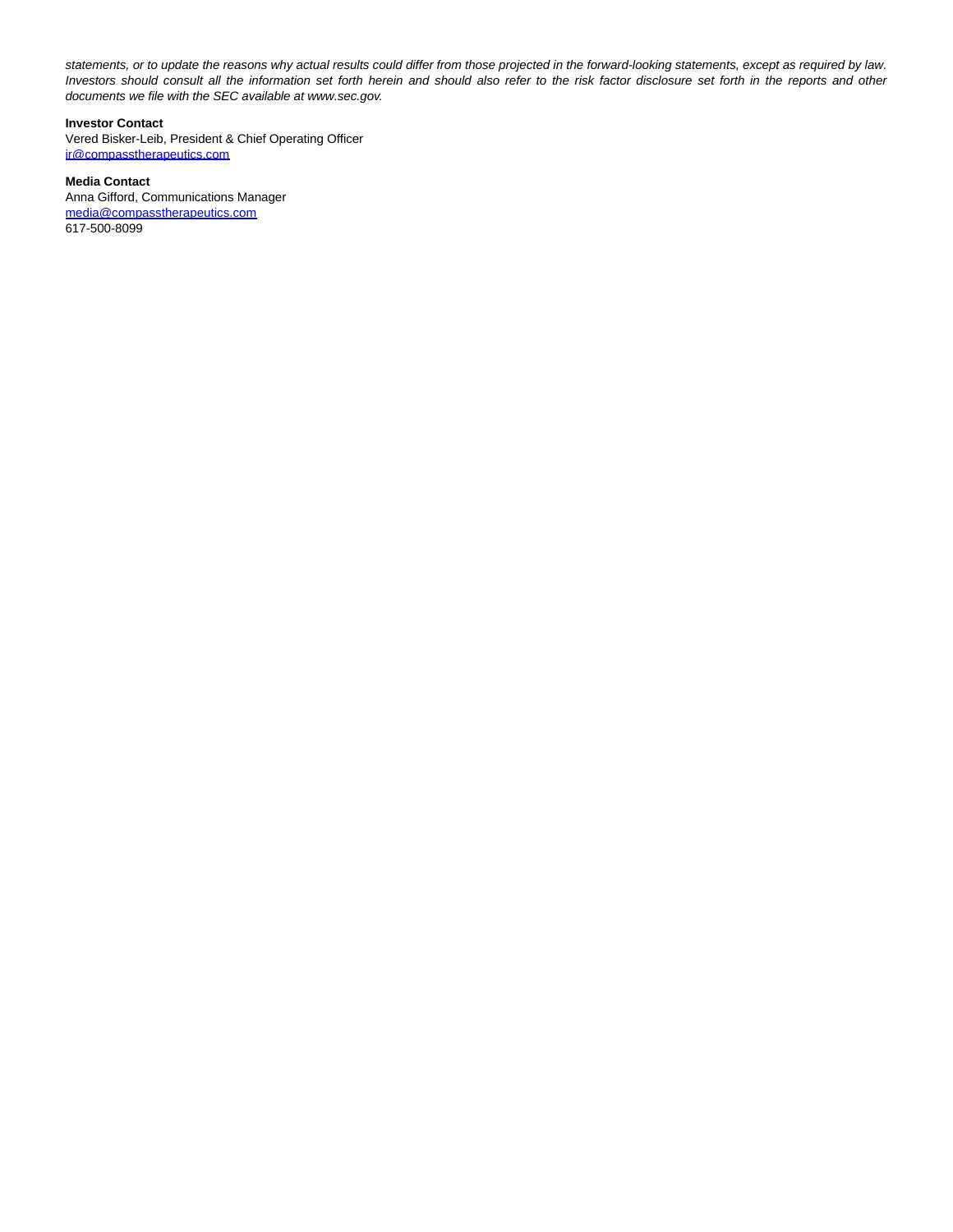*statements, or to update the reasons why actual results could differ from those projected in the forward-looking statements, except as required by law. Investors should consult all the information set forth herein and should also refer to the risk factor disclosure set forth in the reports and other documents we file with the SEC available at www.sec.gov.*

**Investor Contact**
Vered Bisker-Leib, President & Chief Operating Officer
ir@compasstherapeutics.com

**Media Contact**
Anna Gifford, Communications Manager
media@compasstherapeutics.com
617-500-8099